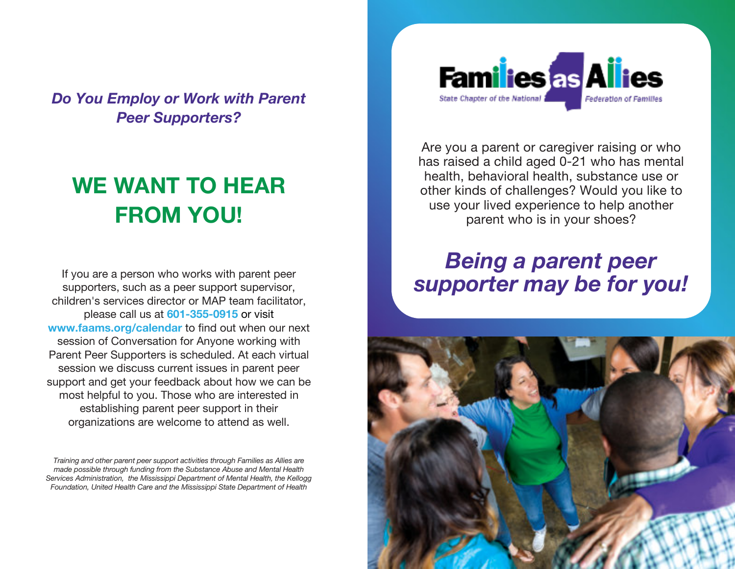***Do You Employ or Work with Parent Peer Supporters?***

# WE WANT TO HEAR FROM YOU!

If you are a person who works with parent peer supporters, such as a peer support supervisor, children's services director or MAP team facilitator, please call us at **601-355-0915** or visit **www.faams.org/calendar** to find out when our next session of Conversation for Anyone working with Parent Peer Supporters is scheduled. At each virtual session we discuss current issues in parent peer support and get your feedback about how we can be most helpful to you. Those who are interested in establishing parent peer support in their organizations are welcome to attend as well.

*Training and other parent peer support activities through Families as Allies are made possible through funding from the Substance Abuse and Mental Health Services Administration, the Mississippi Department of Mental Health, the Kellogg Foundation, United Health Care and the Mississippi State Department of Health*

Families as Allies
State Chapter of the National Federation of Families

Are you a parent or caregiver raising or who has raised a child aged 0-21 who has mental health, behavioral health, substance use or other kinds of challenges? Would you like to use your lived experience to help another parent who is in your shoes?

## *Being a parent peer supporter may be for you!*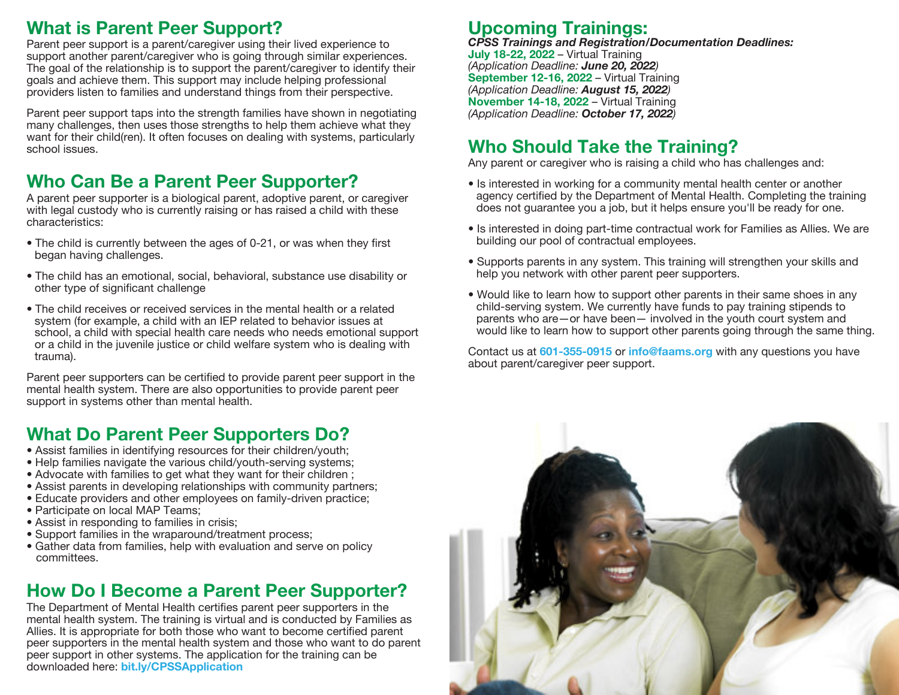## What is Parent Peer Support?

Parent peer support is a parent/caregiver using their lived experience to support another parent/caregiver who is going through similar experiences. The goal of the relationship is to support the parent/caregiver to identify their goals and achieve them. This support may include helping professional providers listen to families and understand things from their perspective.

Parent peer support taps into the strength families have shown in negotiating many challenges, then uses those strengths to help them achieve what they want for their child(ren). It often focuses on dealing with systems, particularly school issues.

## Who Can Be a Parent Peer Supporter?

A parent peer supporter is a biological parent, adoptive parent, or caregiver with legal custody who is currently raising or has raised a child with these characteristics:

- The child is currently between the ages of 0-21, or was when they first began having challenges.
- The child has an emotional, social, behavioral, substance use disability or other type of significant challenge
- The child receives or received services in the mental health or a related system (for example, a child with an IEP related to behavior issues at school, a child with special health care needs who needs emotional support or a child in the juvenile justice or child welfare system who is dealing with trauma).

Parent peer supporters can be certified to provide parent peer support in the mental health system. There are also opportunities to provide parent peer support in systems other than mental health.

## What Do Parent Peer Supporters Do?

- Assist families in identifying resources for their children/youth;
- Help families navigate the various child/youth-serving systems;
- Advocate with families to get what they want for their children ;
- Assist parents in developing relationships with community partners;
- Educate providers and other employees on family-driven practice;
- Participate on local MAP Teams;
- Assist in responding to families in crisis;
- Support families in the wraparound/treatment process;
- Gather data from families, help with evaluation and serve on policy committees.

## How Do I Become a Parent Peer Supporter?

The Department of Mental Health certifies parent peer supporters in the mental health system. The training is virtual and is conducted by Families as Allies. It is appropriate for both those who want to become certified parent peer supporters in the mental health system and those who want to do parent peer support in other systems. The application for the training can be downloaded here: **bit.ly/CPSSApplication**

## Upcoming Trainings:

***CPSS Trainings and Registration/Documentation Deadlines:***

**July 18-22, 2022** – Virtual Training
*(Application Deadline: **June 20, 2022**)*

**September 12-16, 2022** – Virtual Training
*(Application Deadline: **August 15, 2022**)*

**November 14-18, 2022** – Virtual Training
*(Application Deadline: **October 17, 2022**)*

## Who Should Take the Training?

Any parent or caregiver who is raising a child who has challenges and:

- Is interested in working for a community mental health center or another agency certified by the Department of Mental Health. Completing the training does not guarantee you a job, but it helps ensure you'll be ready for one.
- Is interested in doing part-time contractual work for Families as Allies. We are building our pool of contractual employees.
- Supports parents in any system. This training will strengthen your skills and help you network with other parent peer supporters.
- Would like to learn how to support other parents in their same shoes in any child-serving system. We currently have funds to pay training stipends to parents who are—or have been— involved in the youth court system and would like to learn how to support other parents going through the same thing.

Contact us at **601-355-0915** or **info@faams.org** with any questions you have about parent/caregiver peer support.